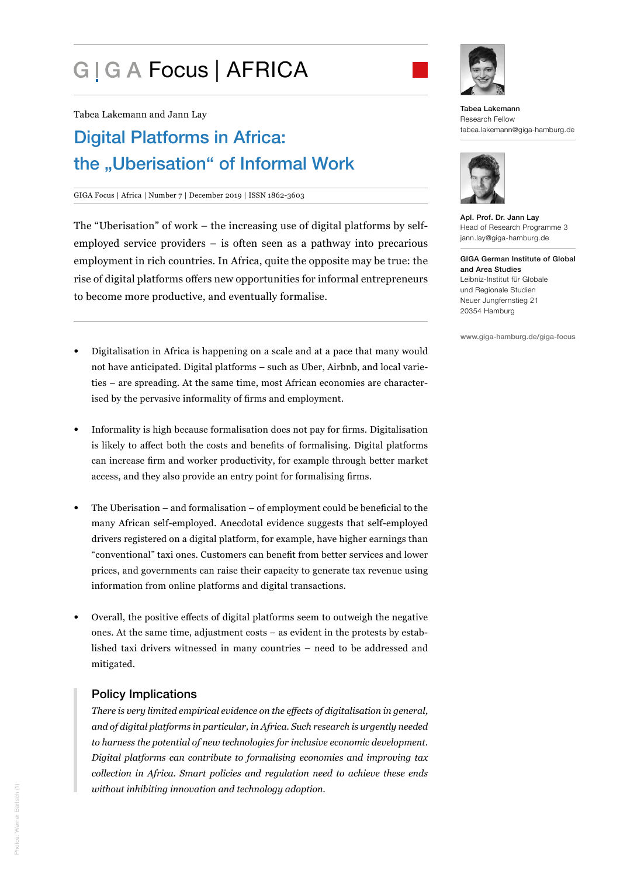GIGA Focus | AFRICA

Tabea Lakemann and Jann Lay

# Digital Platforms in Africa: the „Uberisation“ of Informal Work

GIGA Focus | Africa | Number 7 | December 2019 | ISSN 1862-3603

The “Uberisation” of work – the increasing use of digital platforms by self-employed service providers – is often seen as a pathway into precarious employment in rich countries. In Africa, quite the opposite may be true: the rise of digital platforms offers new opportunities for informal entrepreneurs to become more productive, and eventually formalise.

- Digitalisation in Africa is happening on a scale and at a pace that many would not have anticipated. Digital platforms – such as Uber, Airbnb, and local varieties – are spreading. At the same time, most African economies are characterised by the pervasive informality of firms and employment.
- Informality is high because formalisation does not pay for firms. Digitalisation is likely to affect both the costs and benefits of formalising. Digital platforms can increase firm and worker productivity, for example through better market access, and they also provide an entry point for formalising firms.
- The Uberisation – and formalisation – of employment could be beneficial to the many African self-employed. Anecdotal evidence suggests that self-employed drivers registered on a digital platform, for example, have higher earnings than “conventional” taxi ones. Customers can benefit from better services and lower prices, and governments can raise their capacity to generate tax revenue using information from online platforms and digital transactions.
- Overall, the positive effects of digital platforms seem to outweigh the negative ones. At the same time, adjustment costs – as evident in the protests by established taxi drivers witnessed in many countries – need to be addressed and mitigated.

## Policy Implications

*There is very limited empirical evidence on the effects of digitalisation in general, and of digital platforms in particular, in Africa. Such research is urgently needed to harness the potential of new technologies for inclusive economic development. Digital platforms can contribute to formalising economies and improving tax collection in Africa. Smart policies and regulation need to achieve these ends without inhibiting innovation and technology adoption.*

**Tabea Lakemann**
Research Fellow
tabea.lakemann@giga-hamburg.de

**Apl. Prof. Dr. Jann Lay**
Head of Research Programme 3
jann.lay@giga-hamburg.de

**GIGA German Institute of Global and Area Studies**
Leibniz-Institut für Globale und Regionale Studien
Neuer Jungfernstieg 21
20354 Hamburg

www.giga-hamburg.de/giga-focus

Photos: Werner Bartsch (1)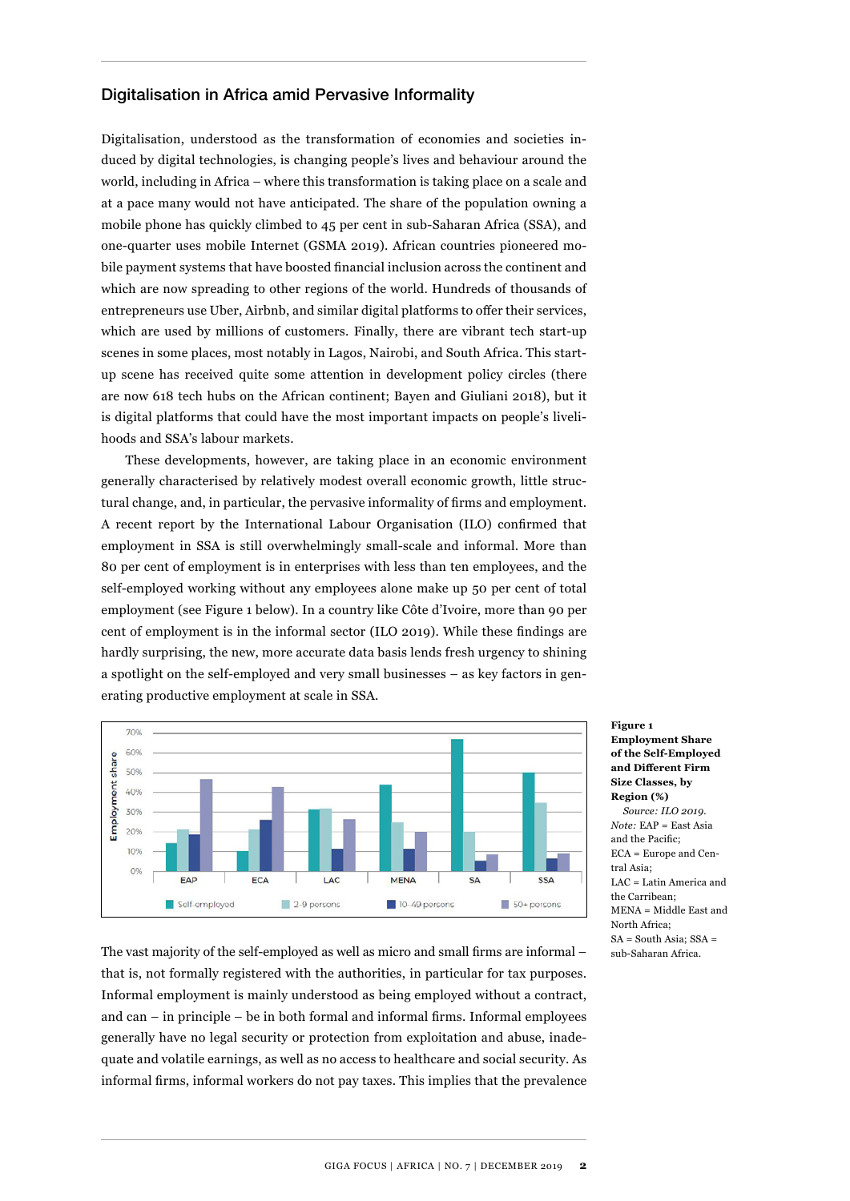## Digitalisation in Africa amid Pervasive Informality

Digitalisation, understood as the transformation of economies and societies induced by digital technologies, is changing people's lives and behaviour around the world, including in Africa – where this transformation is taking place on a scale and at a pace many would not have anticipated. The share of the population owning a mobile phone has quickly climbed to 45 per cent in sub-Saharan Africa (SSA), and one-quarter uses mobile Internet (GSMA 2019). African countries pioneered mobile payment systems that have boosted financial inclusion across the continent and which are now spreading to other regions of the world. Hundreds of thousands of entrepreneurs use Uber, Airbnb, and similar digital platforms to offer their services, which are used by millions of customers. Finally, there are vibrant tech start-up scenes in some places, most notably in Lagos, Nairobi, and South Africa. This start-up scene has received quite some attention in development policy circles (there are now 618 tech hubs on the African continent; Bayen and Giuliani 2018), but it is digital platforms that could have the most important impacts on people's livelihoods and SSA's labour markets.

These developments, however, are taking place in an economic environment generally characterised by relatively modest overall economic growth, little structural change, and, in particular, the pervasive informality of firms and employment. A recent report by the International Labour Organisation (ILO) confirmed that employment in SSA is still overwhelmingly small-scale and informal. More than 80 per cent of employment is in enterprises with less than ten employees, and the self-employed working without any employees alone make up 50 per cent of total employment (see Figure 1 below). In a country like Côte d'Ivoire, more than 90 per cent of employment is in the informal sector (ILO 2019). While these findings are hardly surprising, the new, more accurate data basis lends fresh urgency to shining a spotlight on the self-employed and very small businesses – as key factors in generating productive employment at scale in SSA.

**Figure 1 Employment Share of the Self-Employed and Different Firm Size Classes, by Region (%)**

*Source: ILO 2019.*

*Note:* EAP = East Asia and the Pacific; ECA = Europe and Central Asia; LAC = Latin America and the Carribean; MENA = Middle East and North Africa; SA = South Asia; SSA = sub-Saharan Africa.

The vast majority of the self-employed as well as micro and small firms are informal – that is, not formally registered with the authorities, in particular for tax purposes. Informal employment is mainly understood as being employed without a contract, and can – in principle – be in both formal and informal firms. Informal employees generally have no legal security or protection from exploitation and abuse, inadequate and volatile earnings, as well as no access to healthcare and social security. As informal firms, informal workers do not pay taxes. This implies that the prevalence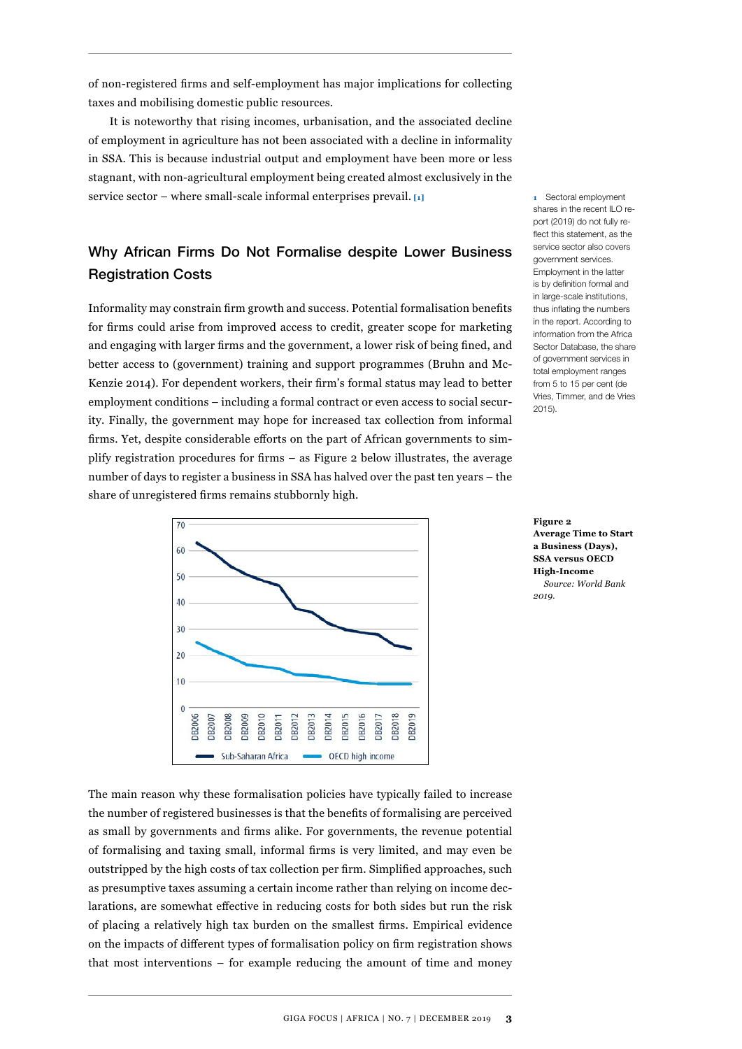of non-registered firms and self-employment has major implications for collecting taxes and mobilising domestic public resources.

It is noteworthy that rising incomes, urbanisation, and the associated decline of employment in agriculture has not been associated with a decline in informality in SSA. This is because industrial output and employment have been more or less stagnant, with non-agricultural employment being created almost exclusively in the service sector – where small-scale informal enterprises prevail. [1]

[1] Sectoral employment shares in the recent ILO report (2019) do not fully reflect this statement, as the service sector also covers government services. Employment in the latter is by definition formal and in large-scale institutions, thus inflating the numbers in the report. According to information from the Africa Sector Database, the share of government services in total employment ranges from 5 to 15 per cent (de Vries, Timmer, and de Vries 2015).

## Why African Firms Do Not Formalise despite Lower Business Registration Costs

Informality may constrain firm growth and success. Potential formalisation benefits for firms could arise from improved access to credit, greater scope for marketing and engaging with larger firms and the government, a lower risk of being fined, and better access to (government) training and support programmes (Bruhn and McKenzie 2014). For dependent workers, their firm's formal status may lead to better employment conditions – including a formal contract or even access to social security. Finally, the government may hope for increased tax collection from informal firms. Yet, despite considerable efforts on the part of African governments to simplify registration procedures for firms – as Figure 2 below illustrates, the average number of days to register a business in SSA has halved over the past ten years – the share of unregistered firms remains stubbornly high.

**Figure 2**
**Average Time to Start a Business (Days), SSA versus OECD High-Income**
*Source: World Bank 2019.*

The main reason why these formalisation policies have typically failed to increase the number of registered businesses is that the benefits of formalising are perceived as small by governments and firms alike. For governments, the revenue potential of formalising and taxing small, informal firms is very limited, and may even be outstripped by the high costs of tax collection per firm. Simplified approaches, such as presumptive taxes assuming a certain income rather than relying on income declarations, are somewhat effective in reducing costs for both sides but run the risk of placing a relatively high tax burden on the smallest firms. Empirical evidence on the impacts of different types of formalisation policy on firm registration shows that most interventions – for example reducing the amount of time and money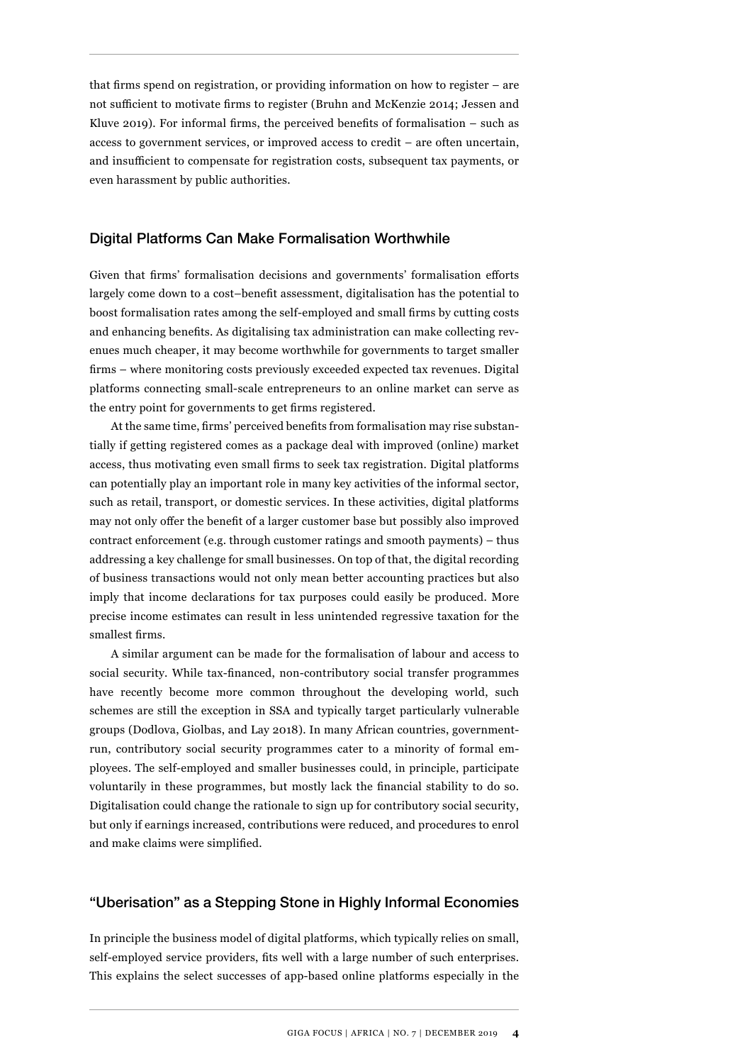that firms spend on registration, or providing information on how to register – are not sufficient to motivate firms to register (Bruhn and McKenzie 2014; Jessen and Kluve 2019). For informal firms, the perceived benefits of formalisation – such as access to government services, or improved access to credit – are often uncertain, and insufficient to compensate for registration costs, subsequent tax payments, or even harassment by public authorities.

## Digital Platforms Can Make Formalisation Worthwhile

Given that firms' formalisation decisions and governments' formalisation efforts largely come down to a cost–benefit assessment, digitalisation has the potential to boost formalisation rates among the self-employed and small firms by cutting costs and enhancing benefits. As digitalising tax administration can make collecting revenues much cheaper, it may become worthwhile for governments to target smaller firms – where monitoring costs previously exceeded expected tax revenues. Digital platforms connecting small-scale entrepreneurs to an online market can serve as the entry point for governments to get firms registered.

At the same time, firms' perceived benefits from formalisation may rise substantially if getting registered comes as a package deal with improved (online) market access, thus motivating even small firms to seek tax registration. Digital platforms can potentially play an important role in many key activities of the informal sector, such as retail, transport, or domestic services. In these activities, digital platforms may not only offer the benefit of a larger customer base but possibly also improved contract enforcement (e.g. through customer ratings and smooth payments) – thus addressing a key challenge for small businesses. On top of that, the digital recording of business transactions would not only mean better accounting practices but also imply that income declarations for tax purposes could easily be produced. More precise income estimates can result in less unintended regressive taxation for the smallest firms.

A similar argument can be made for the formalisation of labour and access to social security. While tax-financed, non-contributory social transfer programmes have recently become more common throughout the developing world, such schemes are still the exception in SSA and typically target particularly vulnerable groups (Dodlova, Giolbas, and Lay 2018). In many African countries, government-run, contributory social security programmes cater to a minority of formal employees. The self-employed and smaller businesses could, in principle, participate voluntarily in these programmes, but mostly lack the financial stability to do so. Digitalisation could change the rationale to sign up for contributory social security, but only if earnings increased, contributions were reduced, and procedures to enrol and make claims were simplified.

## "Uberisation" as a Stepping Stone in Highly Informal Economies

In principle the business model of digital platforms, which typically relies on small, self-employed service providers, fits well with a large number of such enterprises. This explains the select successes of app-based online platforms especially in the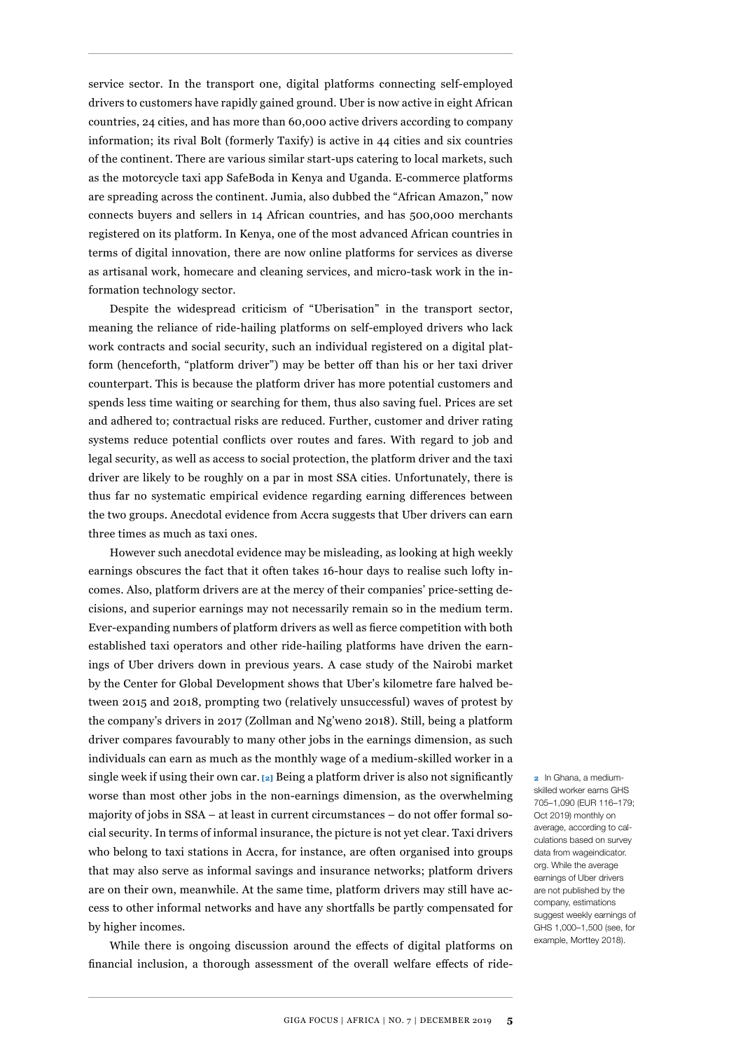service sector. In the transport one, digital platforms connecting self-employed drivers to customers have rapidly gained ground. Uber is now active in eight African countries, 24 cities, and has more than 60,000 active drivers according to company information; its rival Bolt (formerly Taxify) is active in 44 cities and six countries of the continent. There are various similar start-ups catering to local markets, such as the motorcycle taxi app SafeBoda in Kenya and Uganda. E-commerce platforms are spreading across the continent. Jumia, also dubbed the "African Amazon," now connects buyers and sellers in 14 African countries, and has 500,000 merchants registered on its platform. In Kenya, one of the most advanced African countries in terms of digital innovation, there are now online platforms for services as diverse as artisanal work, homecare and cleaning services, and micro-task work in the information technology sector.

Despite the widespread criticism of "Uberisation" in the transport sector, meaning the reliance of ride-hailing platforms on self-employed drivers who lack work contracts and social security, such an individual registered on a digital platform (henceforth, "platform driver") may be better off than his or her taxi driver counterpart. This is because the platform driver has more potential customers and spends less time waiting or searching for them, thus also saving fuel. Prices are set and adhered to; contractual risks are reduced. Further, customer and driver rating systems reduce potential conflicts over routes and fares. With regard to job and legal security, as well as access to social protection, the platform driver and the taxi driver are likely to be roughly on a par in most SSA cities. Unfortunately, there is thus far no systematic empirical evidence regarding earning differences between the two groups. Anecdotal evidence from Accra suggests that Uber drivers can earn three times as much as taxi ones.

However such anecdotal evidence may be misleading, as looking at high weekly earnings obscures the fact that it often takes 16-hour days to realise such lofty incomes. Also, platform drivers are at the mercy of their companies' price-setting decisions, and superior earnings may not necessarily remain so in the medium term. Ever-expanding numbers of platform drivers as well as fierce competition with both established taxi operators and other ride-hailing platforms have driven the earnings of Uber drivers down in previous years. A case study of the Nairobi market by the Center for Global Development shows that Uber's kilometre fare halved between 2015 and 2018, prompting two (relatively unsuccessful) waves of protest by the company's drivers in 2017 (Zollman and Ng'weno 2018). Still, being a platform driver compares favourably to many other jobs in the earnings dimension, as such individuals can earn as much as the monthly wage of a medium-skilled worker in a single week if using their own car. [2] Being a platform driver is also not significantly worse than most other jobs in the non-earnings dimension, as the overwhelming majority of jobs in SSA – at least in current circumstances – do not offer formal social security. In terms of informal insurance, the picture is not yet clear. Taxi drivers who belong to taxi stations in Accra, for instance, are often organised into groups that may also serve as informal savings and insurance networks; platform drivers are on their own, meanwhile. At the same time, platform drivers may still have access to other informal networks and have any shortfalls be partly compensated for by higher incomes.

While there is ongoing discussion around the effects of digital platforms on financial inclusion, a thorough assessment of the overall welfare effects of ride-

[2] In Ghana, a medium-skilled worker earns GHS 705–1,090 (EUR 116–179; Oct 2019) monthly on average, according to calculations based on survey data from wageindicator.org. While the average earnings of Uber drivers are not published by the company, estimations suggest weekly earnings of GHS 1,000–1,500 (see, for example, Morttey 2018).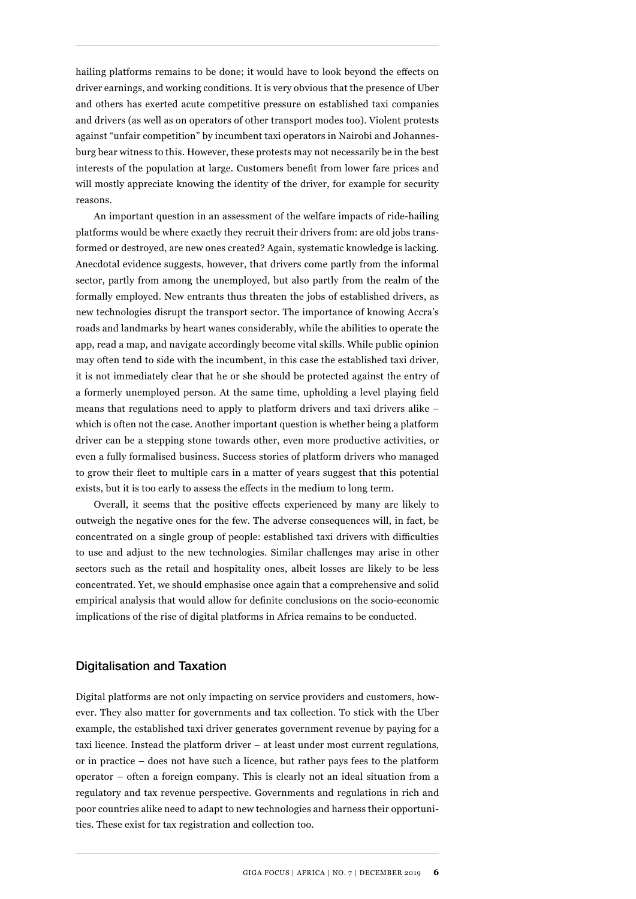hailing platforms remains to be done; it would have to look beyond the effects on driver earnings, and working conditions. It is very obvious that the presence of Uber and others has exerted acute competitive pressure on established taxi companies and drivers (as well as on operators of other transport modes too). Violent protests against "unfair competition" by incumbent taxi operators in Nairobi and Johannesburg bear witness to this. However, these protests may not necessarily be in the best interests of the population at large. Customers benefit from lower fare prices and will mostly appreciate knowing the identity of the driver, for example for security reasons.

An important question in an assessment of the welfare impacts of ride-hailing platforms would be where exactly they recruit their drivers from: are old jobs transformed or destroyed, are new ones created? Again, systematic knowledge is lacking. Anecdotal evidence suggests, however, that drivers come partly from the informal sector, partly from among the unemployed, but also partly from the realm of the formally employed. New entrants thus threaten the jobs of established drivers, as new technologies disrupt the transport sector. The importance of knowing Accra's roads and landmarks by heart wanes considerably, while the abilities to operate the app, read a map, and navigate accordingly become vital skills. While public opinion may often tend to side with the incumbent, in this case the established taxi driver, it is not immediately clear that he or she should be protected against the entry of a formerly unemployed person. At the same time, upholding a level playing field means that regulations need to apply to platform drivers and taxi drivers alike – which is often not the case. Another important question is whether being a platform driver can be a stepping stone towards other, even more productive activities, or even a fully formalised business. Success stories of platform drivers who managed to grow their fleet to multiple cars in a matter of years suggest that this potential exists, but it is too early to assess the effects in the medium to long term.

Overall, it seems that the positive effects experienced by many are likely to outweigh the negative ones for the few. The adverse consequences will, in fact, be concentrated on a single group of people: established taxi drivers with difficulties to use and adjust to the new technologies. Similar challenges may arise in other sectors such as the retail and hospitality ones, albeit losses are likely to be less concentrated. Yet, we should emphasise once again that a comprehensive and solid empirical analysis that would allow for definite conclusions on the socio-economic implications of the rise of digital platforms in Africa remains to be conducted.

## Digitalisation and Taxation

Digital platforms are not only impacting on service providers and customers, however. They also matter for governments and tax collection. To stick with the Uber example, the established taxi driver generates government revenue by paying for a taxi licence. Instead the platform driver – at least under most current regulations, or in practice – does not have such a licence, but rather pays fees to the platform operator – often a foreign company. This is clearly not an ideal situation from a regulatory and tax revenue perspective. Governments and regulations in rich and poor countries alike need to adapt to new technologies and harness their opportunities. These exist for tax registration and collection too.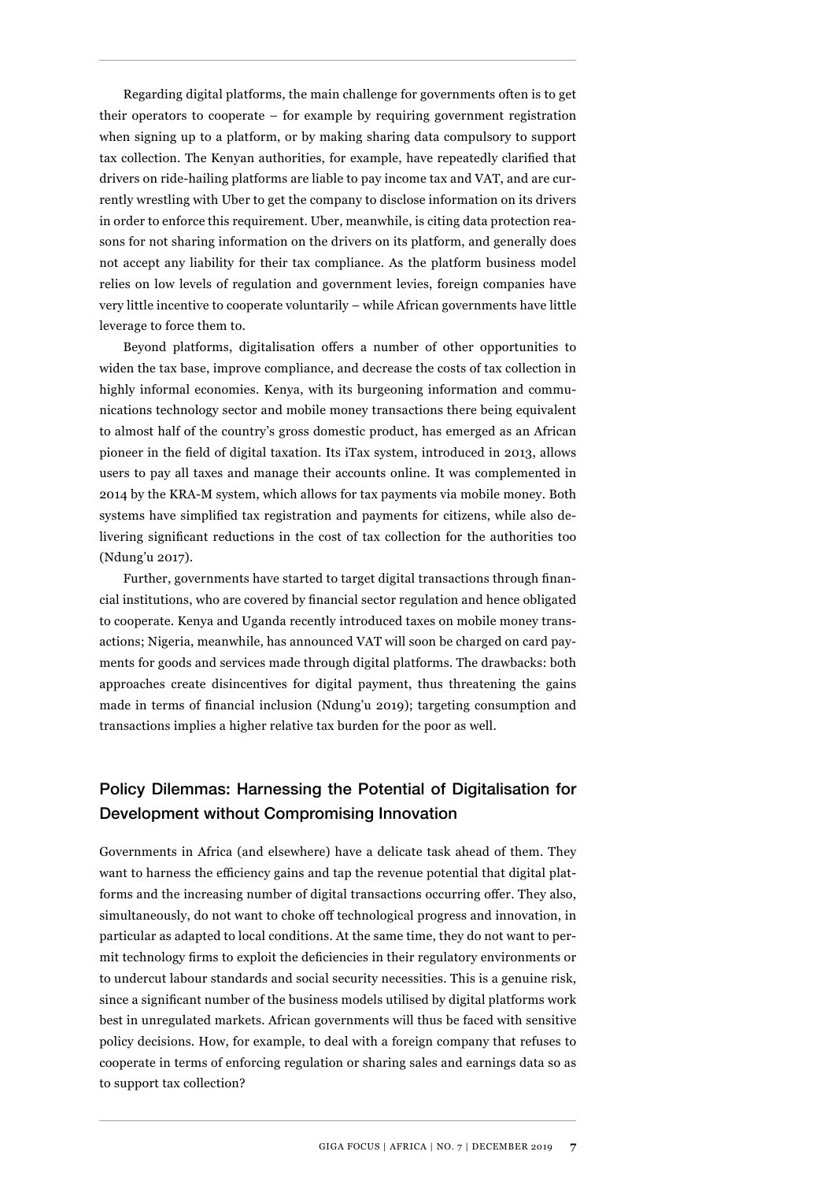Regarding digital platforms, the main challenge for governments often is to get their operators to cooperate – for example by requiring government registration when signing up to a platform, or by making sharing data compulsory to support tax collection. The Kenyan authorities, for example, have repeatedly clarified that drivers on ride-hailing platforms are liable to pay income tax and VAT, and are currently wrestling with Uber to get the company to disclose information on its drivers in order to enforce this requirement. Uber, meanwhile, is citing data protection reasons for not sharing information on the drivers on its platform, and generally does not accept any liability for their tax compliance. As the platform business model relies on low levels of regulation and government levies, foreign companies have very little incentive to cooperate voluntarily – while African governments have little leverage to force them to.

Beyond platforms, digitalisation offers a number of other opportunities to widen the tax base, improve compliance, and decrease the costs of tax collection in highly informal economies. Kenya, with its burgeoning information and communications technology sector and mobile money transactions there being equivalent to almost half of the country's gross domestic product, has emerged as an African pioneer in the field of digital taxation. Its iTax system, introduced in 2013, allows users to pay all taxes and manage their accounts online. It was complemented in 2014 by the KRA-M system, which allows for tax payments via mobile money. Both systems have simplified tax registration and payments for citizens, while also delivering significant reductions in the cost of tax collection for the authorities too (Ndung'u 2017).

Further, governments have started to target digital transactions through financial institutions, who are covered by financial sector regulation and hence obligated to cooperate. Kenya and Uganda recently introduced taxes on mobile money transactions; Nigeria, meanwhile, has announced VAT will soon be charged on card payments for goods and services made through digital platforms. The drawbacks: both approaches create disincentives for digital payment, thus threatening the gains made in terms of financial inclusion (Ndung'u 2019); targeting consumption and transactions implies a higher relative tax burden for the poor as well.

## Policy Dilemmas: Harnessing the Potential of Digitalisation for Development without Compromising Innovation

Governments in Africa (and elsewhere) have a delicate task ahead of them. They want to harness the efficiency gains and tap the revenue potential that digital platforms and the increasing number of digital transactions occurring offer. They also, simultaneously, do not want to choke off technological progress and innovation, in particular as adapted to local conditions. At the same time, they do not want to permit technology firms to exploit the deficiencies in their regulatory environments or to undercut labour standards and social security necessities. This is a genuine risk, since a significant number of the business models utilised by digital platforms work best in unregulated markets. African governments will thus be faced with sensitive policy decisions. How, for example, to deal with a foreign company that refuses to cooperate in terms of enforcing regulation or sharing sales and earnings data so as to support tax collection?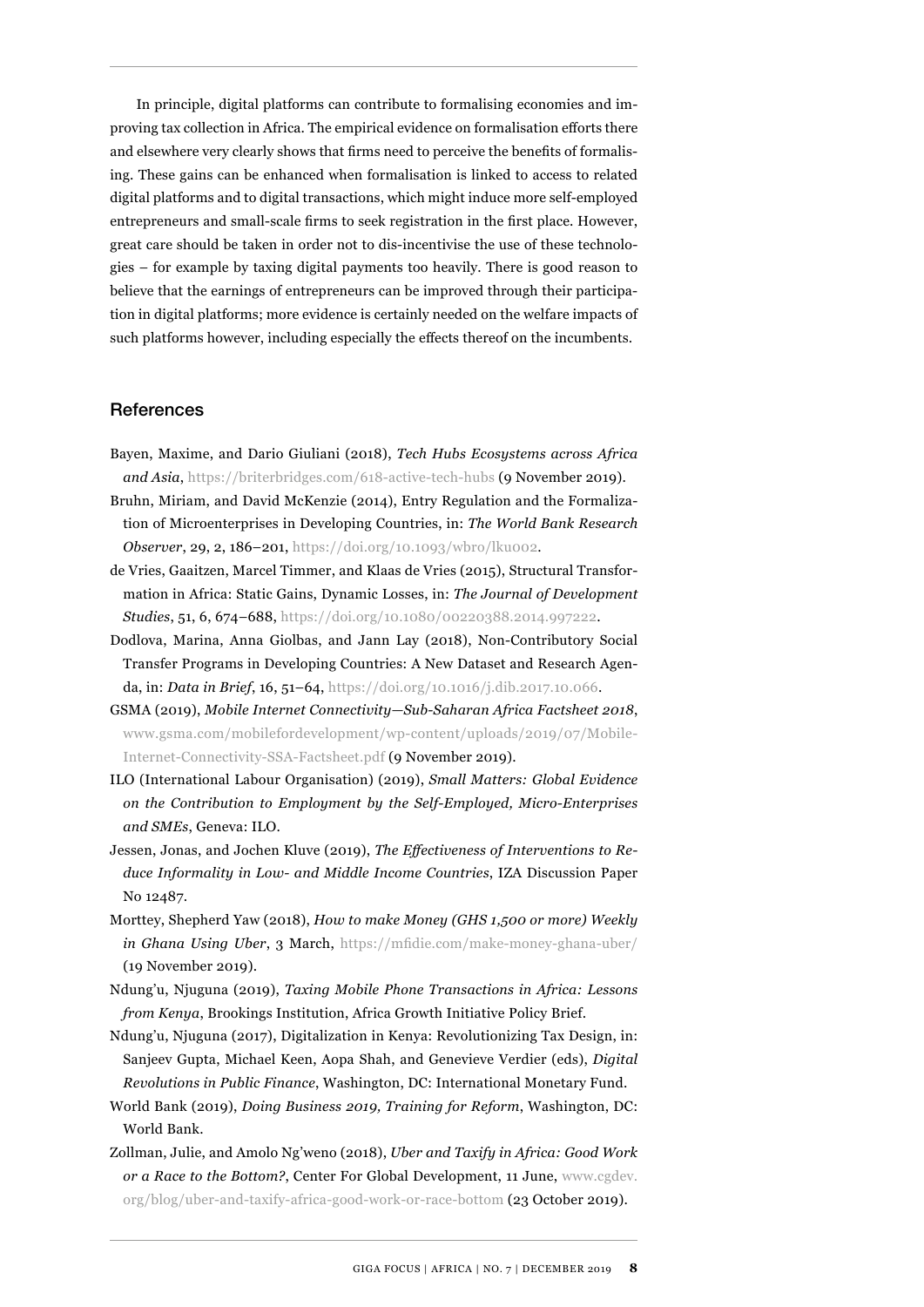In principle, digital platforms can contribute to formalising economies and improving tax collection in Africa. The empirical evidence on formalisation efforts there and elsewhere very clearly shows that firms need to perceive the benefits of formalising. These gains can be enhanced when formalisation is linked to access to related digital platforms and to digital transactions, which might induce more self-employed entrepreneurs and small-scale firms to seek registration in the first place. However, great care should be taken in order not to dis-incentivise the use of these technologies – for example by taxing digital payments too heavily. There is good reason to believe that the earnings of entrepreneurs can be improved through their participation in digital platforms; more evidence is certainly needed on the welfare impacts of such platforms however, including especially the effects thereof on the incumbents.

## References

Bayen, Maxime, and Dario Giuliani (2018), *Tech Hubs Ecosystems across Africa and Asia*, https://briterbridges.com/618-active-tech-hubs (9 November 2019).

Bruhn, Miriam, and David McKenzie (2014), Entry Regulation and the Formalization of Microenterprises in Developing Countries, in: *The World Bank Research Observer*, 29, 2, 186–201, https://doi.org/10.1093/wbro/lku002.

de Vries, Gaaitzen, Marcel Timmer, and Klaas de Vries (2015), Structural Transformation in Africa: Static Gains, Dynamic Losses, in: *The Journal of Development Studies*, 51, 6, 674–688, https://doi.org/10.1080/00220388.2014.997222.

Dodlova, Marina, Anna Giolbas, and Jann Lay (2018), Non-Contributory Social Transfer Programs in Developing Countries: A New Dataset and Research Agenda, in: *Data in Brief*, 16, 51–64, https://doi.org/10.1016/j.dib.2017.10.066.

GSMA (2019), *Mobile Internet Connectivity—Sub-Saharan Africa Factsheet 2018*, www.gsma.com/mobilefordevelopment/wp-content/uploads/2019/07/Mobile-Internet-Connectivity-SSA-Factsheet.pdf (9 November 2019).

ILO (International Labour Organisation) (2019), *Small Matters: Global Evidence on the Contribution to Employment by the Self-Employed, Micro-Enterprises and SMEs*, Geneva: ILO.

Jessen, Jonas, and Jochen Kluve (2019), *The Effectiveness of Interventions to Reduce Informality in Low- and Middle Income Countries*, IZA Discussion Paper No 12487.

Morttey, Shepherd Yaw (2018), *How to make Money (GHS 1,500 or more) Weekly in Ghana Using Uber*, 3 March, https://mfidie.com/make-money-ghana-uber/ (19 November 2019).

Ndung'u, Njuguna (2019), *Taxing Mobile Phone Transactions in Africa: Lessons from Kenya*, Brookings Institution, Africa Growth Initiative Policy Brief.

Ndung'u, Njuguna (2017), Digitalization in Kenya: Revolutionizing Tax Design, in: Sanjeev Gupta, Michael Keen, Aopa Shah, and Genevieve Verdier (eds), *Digital Revolutions in Public Finance*, Washington, DC: International Monetary Fund.

World Bank (2019), *Doing Business 2019, Training for Reform*, Washington, DC: World Bank.

Zollman, Julie, and Amolo Ng'weno (2018), *Uber and Taxify in Africa: Good Work or a Race to the Bottom?*, Center For Global Development, 11 June, www.cgdev.org/blog/uber-and-taxify-africa-good-work-or-race-bottom (23 October 2019).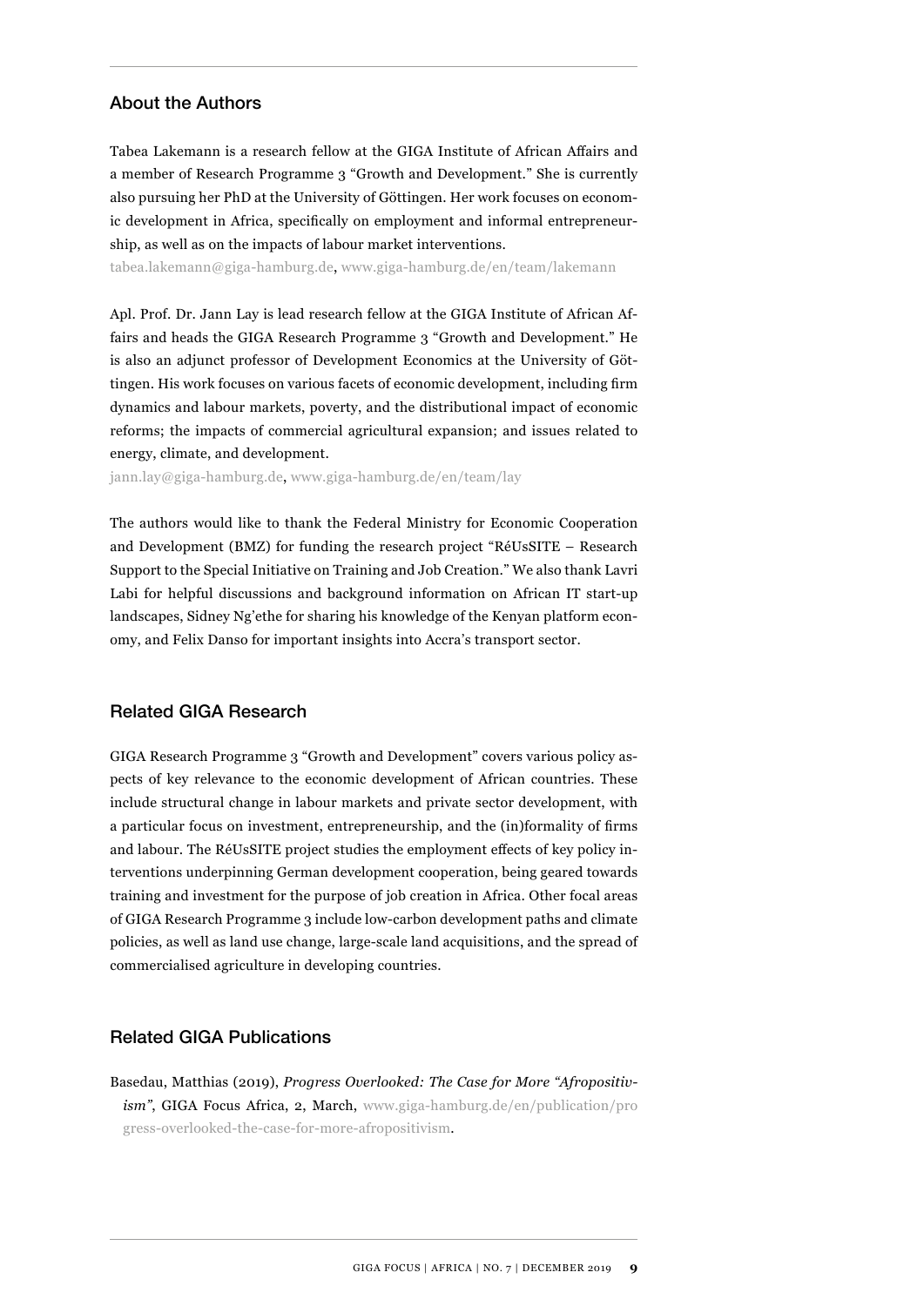## About the Authors

Tabea Lakemann is a research fellow at the GIGA Institute of African Affairs and a member of Research Programme 3 "Growth and Development." She is currently also pursuing her PhD at the University of Göttingen. Her work focuses on economic development in Africa, specifically on employment and informal entrepreneurship, as well as on the impacts of labour market interventions.

tabea.lakemann@giga-hamburg.de, www.giga-hamburg.de/en/team/lakemann

Apl. Prof. Dr. Jann Lay is lead research fellow at the GIGA Institute of African Affairs and heads the GIGA Research Programme 3 "Growth and Development." He is also an adjunct professor of Development Economics at the University of Göttingen. His work focuses on various facets of economic development, including firm dynamics and labour markets, poverty, and the distributional impact of economic reforms; the impacts of commercial agricultural expansion; and issues related to energy, climate, and development.

jann.lay@giga-hamburg.de, www.giga-hamburg.de/en/team/lay

The authors would like to thank the Federal Ministry for Economic Cooperation and Development (BMZ) for funding the research project "RéUsSITE – Research Support to the Special Initiative on Training and Job Creation." We also thank Lavri Labi for helpful discussions and background information on African IT start-up landscapes, Sidney Ng'ethe for sharing his knowledge of the Kenyan platform economy, and Felix Danso for important insights into Accra's transport sector.

## Related GIGA Research

GIGA Research Programme 3 "Growth and Development" covers various policy aspects of key relevance to the economic development of African countries. These include structural change in labour markets and private sector development, with a particular focus on investment, entrepreneurship, and the (in)formality of firms and labour. The RéUsSITE project studies the employment effects of key policy interventions underpinning German development cooperation, being geared towards training and investment for the purpose of job creation in Africa. Other focal areas of GIGA Research Programme 3 include low-carbon development paths and climate policies, as well as land use change, large-scale land acquisitions, and the spread of commercialised agriculture in developing countries.

## Related GIGA Publications

Basedau, Matthias (2019), *Progress Overlooked: The Case for More "Afropositivism"*, GIGA Focus Africa, 2, March, www.giga-hamburg.de/en/publication/progress-overlooked-the-case-for-more-afropositivism.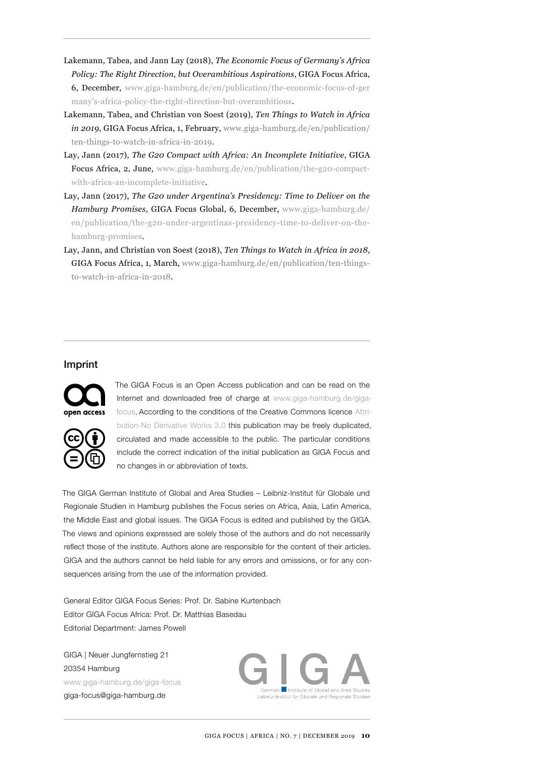Lakemann, Tabea, and Jann Lay (2018), *The Economic Focus of Germany's Africa Policy: The Right Direction, but Overambitious Aspirations*, GIGA Focus Africa, 6, December, www.giga-hamburg.de/en/publication/the-economic-focus-of-germany's-africa-policy-the-right-direction-but-overambitious.

Lakemann, Tabea, and Christian von Soest (2019), *Ten Things to Watch in Africa in 2019*, GIGA Focus Africa, 1, February, www.giga-hamburg.de/en/publication/ten-things-to-watch-in-africa-in-2019.

Lay, Jann (2017), *The G20 Compact with Africa: An Incomplete Initiative*, GIGA Focus Africa, 2, June, www.giga-hamburg.de/en/publication/the-g20-compact-with-africa-an-incomplete-initiative.

Lay, Jann (2017), *The G20 under Argentina's Presidency: Time to Deliver on the Hamburg Promises*, GIGA Focus Global, 6, December, www.giga-hamburg.de/en/publication/the-g20-under-argentinas-presidency-time-to-deliver-on-the-hamburg-promises.

Lay, Jann, and Christian von Soest (2018), *Ten Things to Watch in Africa in 2018*, GIGA Focus Africa, 1, March, www.giga-hamburg.de/en/publication/ten-things-to-watch-in-africa-in-2018.

## Imprint

open access

The GIGA Focus is an Open Access publication and can be read on the Internet and downloaded free of charge at www.giga-hamburg.de/giga-focus. According to the conditions of the Creative Commons licence Attribution-No Derivative Works 3.0 this publication may be freely duplicated, circulated and made accessible to the public. The particular conditions include the correct indication of the initial publication as GIGA Focus and no changes in or abbreviation of texts.

The GIGA German Institute of Global and Area Studies – Leibniz-Institut für Globale und Regionale Studien in Hamburg publishes the Focus series on Africa, Asia, Latin America, the Middle East and global issues. The GIGA Focus is edited and published by the GIGA. The views and opinions expressed are solely those of the authors and do not necessarily reflect those of the institute. Authors alone are responsible for the content of their articles. GIGA and the authors cannot be held liable for any errors and omissions, or for any consequences arising from the use of the information provided.

General Editor GIGA Focus Series: Prof. Dr. Sabine Kurtenbach
Editor GIGA Focus Africa: Prof. Dr. Matthias Basedau
Editorial Department: James Powell

GIGA | Neuer Jungfernstieg 21
20354 Hamburg
www.giga-hamburg.de/giga-focus
giga-focus@giga-hamburg.de

GIGA
German Institute of Global and Area Studies
Leibniz-Institut für Globale und Regionale Studien